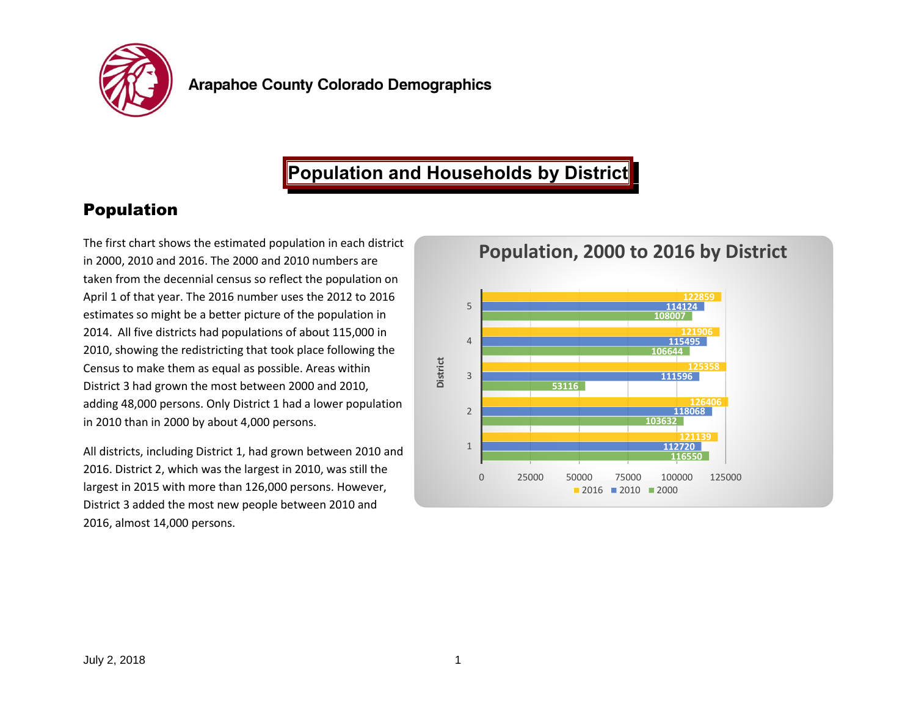Arapahoe County Colorado Demographics

# Population and Households by District

## Population

The first chart shows the estimated population in each district in 2000, 2010 and 2016. The 2000 and 2010 numbers are taken from the decennial census so reflect the population on April 1 of that year. The 2016 number uses the 2012 to 2016 estimates so might be a better picture of the population in 2014. All five districts had populations of about 115,000 in 2010, showing the redistricting that took place following the Census to make them as equal as possible. Areas within District 3 had grown the most between 2000 and 2010, adding 48,000 persons. Only District 1 had a lower population in 2010 than in 2000 by about 4,000 persons.

All districts, including District 1, had grown between 2010 and 2016. District 2, which was the largest in 2010, was still the largest in 2015 with more than 126,000 persons. However, District 3 added the most new people between 2010 and 2016, almost 14,000 persons.

**Population, 2000 to 2016 by District**

| District | 2016 | 2010 | 2000 |
|---|---|---|---|
| 5 | 122859 | 114124 | 108007 |
| 4 | 121906 | 115495 | 106644 |
| 3 | 125358 | 111596 | 53116 |
| 2 | 126406 | 118068 | 103632 |
| 1 | 121139 | 112720 | 116550 |

July 2, 2018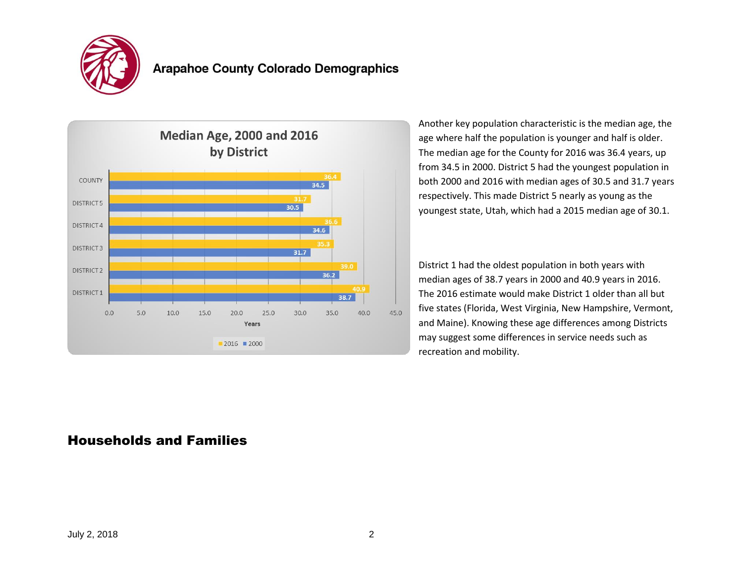**Median Age, 2000 and 2016 by District**

| | 2016 | 2000 |
|---|---|---|
| COUNTY | 36.4 | 34.5 |
| DISTRICT 5 | 31.7 | 30.5 |
| DISTRICT 4 | 36.6 | 34.6 |
| DISTRICT 3 | 35.3 | 31.7 |
| DISTRICT 2 | 39.0 | 36.2 |
| DISTRICT 1 | 40.9 | 38.7 |

Years

Another key population characteristic is the median age, the age where half the population is younger and half is older. The median age for the County for 2016 was 36.4 years, up from 34.5 in 2000. District 5 had the youngest population in both 2000 and 2016 with median ages of 30.5 and 31.7 years respectively. This made District 5 nearly as young as the youngest state, Utah, which had a 2015 median age of 30.1.

District 1 had the oldest population in both years with median ages of 38.7 years in 2000 and 40.9 years in 2016. The 2016 estimate would make District 1 older than all but five states (Florida, West Virginia, New Hampshire, Vermont, and Maine). Knowing these age differences among Districts may suggest some differences in service needs such as recreation and mobility.

## Households and Families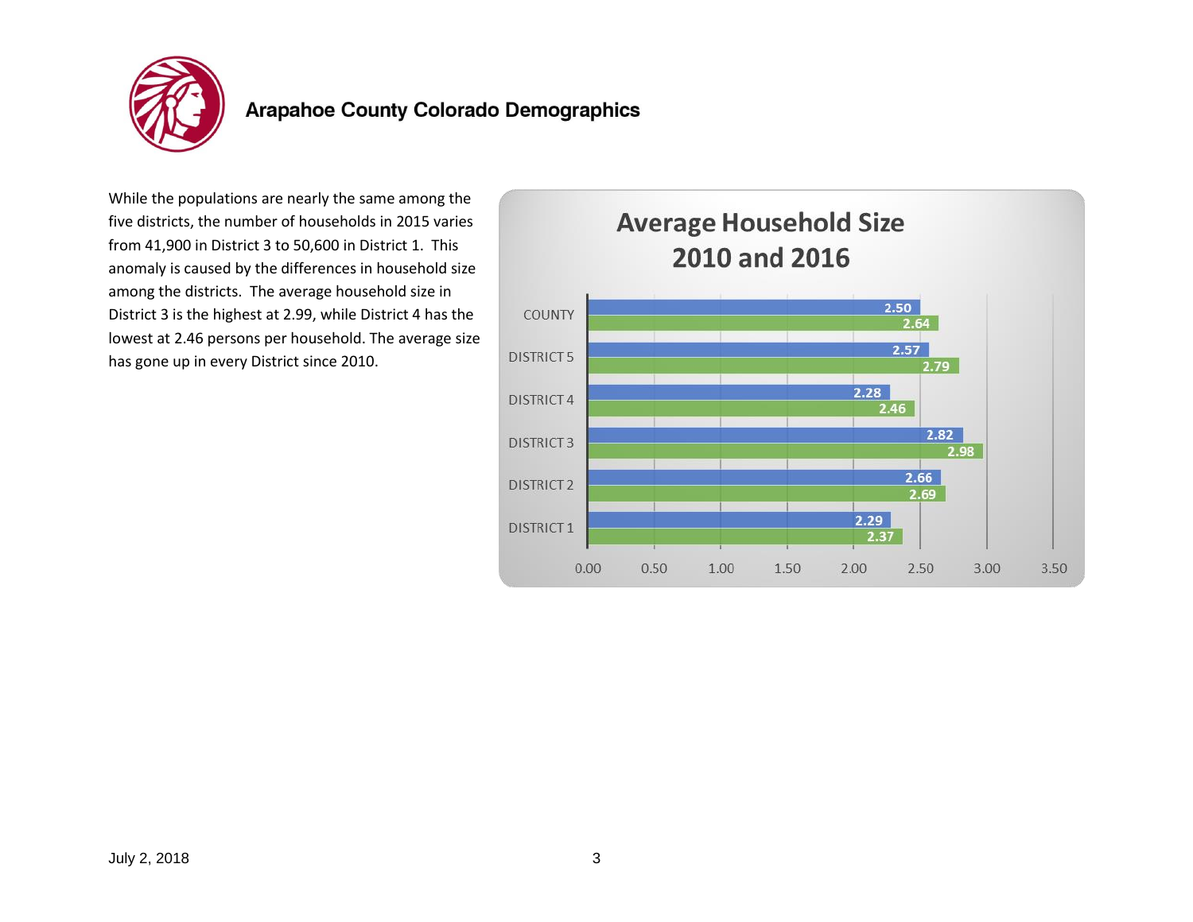# Arapahoe County Colorado Demographics

While the populations are nearly the same among the five districts, the number of households in 2015 varies from 41,900 in District 3 to 50,600 in District 1. This anomaly is caused by the differences in household size among the districts. The average household size in District 3 is the highest at 2.99, while District 4 has the lowest at 2.46 persons per household. The average size has gone up in every District since 2010.

**Average Household Size 2010 and 2016**

| | 2010 | 2016 |
|---|---|---|
| COUNTY | 2.50 | 2.64 |
| DISTRICT 5 | 2.57 | 2.79 |
| DISTRICT 4 | 2.28 | 2.46 |
| DISTRICT 3 | 2.82 | 2.98 |
| DISTRICT 2 | 2.66 | 2.69 |
| DISTRICT 1 | 2.29 | 2.37 |

July 2, 2018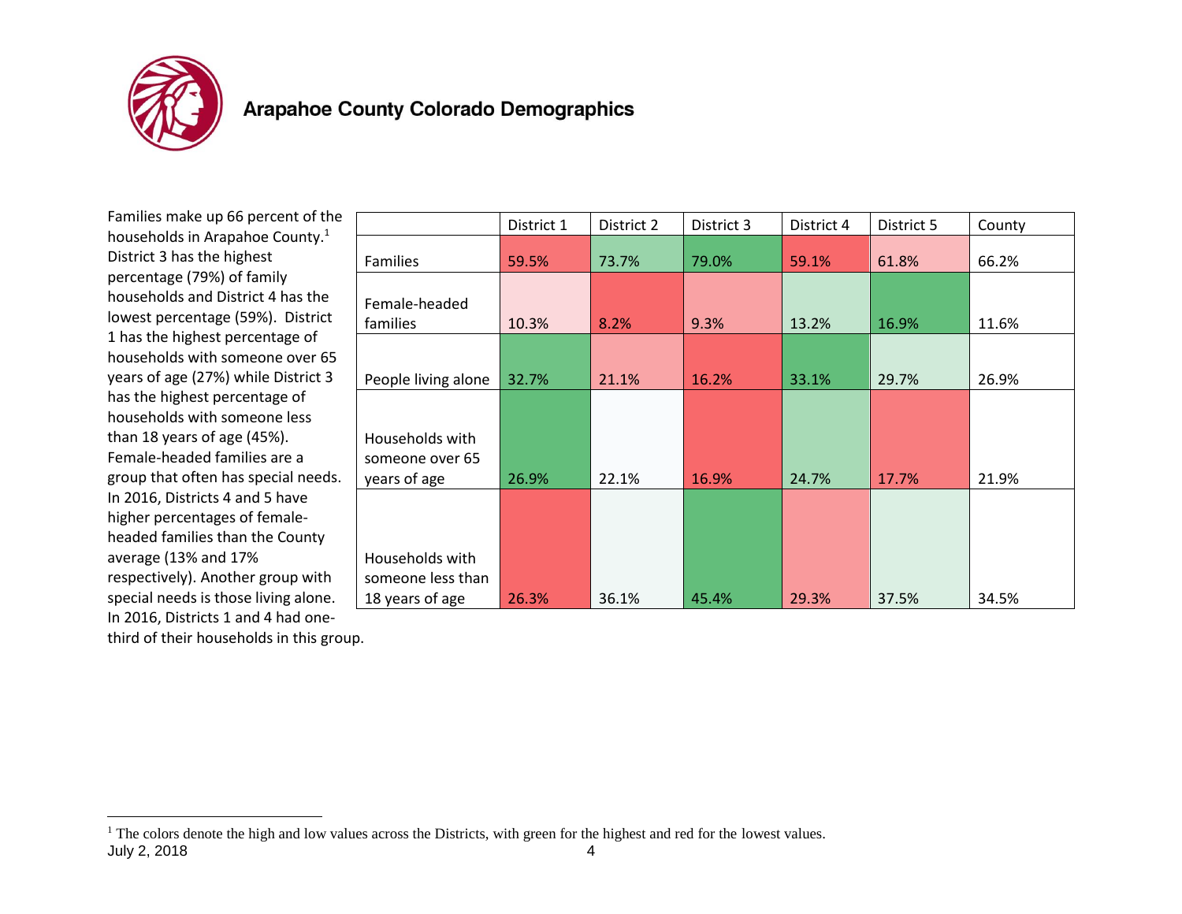# Arapahoe County Colorado Demographics

Families make up 66 percent of the households in Arapahoe County.[1] District 3 has the highest percentage (79%) of family households and District 4 has the lowest percentage (59%). District 1 has the highest percentage of households with someone over 65 years of age (27%) while District 3 has the highest percentage of households with someone less than 18 years of age (45%). Female-headed families are a group that often has special needs. In 2016, Districts 4 and 5 have higher percentages of female-headed families than the County average (13% and 17% respectively). Another group with special needs is those living alone. In 2016, Districts 1 and 4 had one-third of their households in this group.

| | District 1 | District 2 | District 3 | District 4 | District 5 | County |
|---|---|---|---|---|---|---|
| Families | 59.5% | 73.7% | 79.0% | 59.1% | 61.8% | 66.2% |
| Female-headed families | 10.3% | 8.2% | 9.3% | 13.2% | 16.9% | 11.6% |
| People living alone | 32.7% | 21.1% | 16.2% | 33.1% | 29.7% | 26.9% |
| Households with someone over 65 years of age | 26.9% | 22.1% | 16.9% | 24.7% | 17.7% | 21.9% |
| Households with someone less than 18 years of age | 26.3% | 36.1% | 45.4% | 29.3% | 37.5% | 34.5% |

[1] The colors denote the high and low values across the Districts, with green for the highest and red for the lowest values.

July 2, 2018